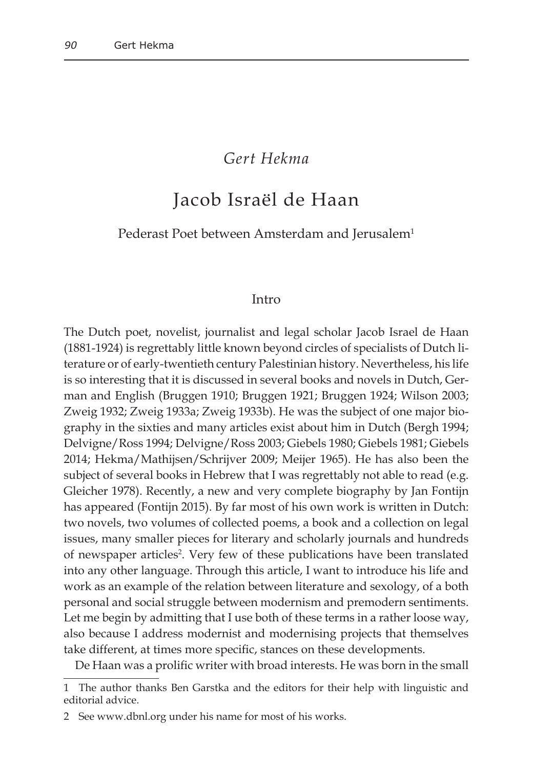*Gert Hekma*

# Jacob Israël de Haan

## Pederast Poet between Amsterdam and Jerusalem[1]

### Intro

The Dutch poet, novelist, journalist and legal scholar Jacob Israel de Haan (1881-1924) is regrettably little known beyond circles of specialists of Dutch literature or of early-twentieth century Palestinian history. Nevertheless, his life is so interesting that it is discussed in several books and novels in Dutch, German and English (Bruggen 1910; Bruggen 1921; Bruggen 1924; Wilson 2003; Zweig 1932; Zweig 1933a; Zweig 1933b). He was the subject of one major biography in the sixties and many articles exist about him in Dutch (Bergh 1994; Delvigne/Ross 1994; Delvigne/Ross 2003; Giebels 1980; Giebels 1981; Giebels 2014; Hekma/Mathijsen/Schrijver 2009; Meijer 1965). He has also been the subject of several books in Hebrew that I was regrettably not able to read (e.g. Gleicher 1978). Recently, a new and very complete biography by Jan Fontijn has appeared (Fontijn 2015). By far most of his own work is written in Dutch: two novels, two volumes of collected poems, a book and a collection on legal issues, many smaller pieces for literary and scholarly journals and hundreds of newspaper articles[2]. Very few of these publications have been translated into any other language. Through this article, I want to introduce his life and work as an example of the relation between literature and sexology, of a both personal and social struggle between modernism and premodern sentiments. Let me begin by admitting that I use both of these terms in a rather loose way, also because I address modernist and modernising projects that themselves take different, at times more specific, stances on these developments.

De Haan was a prolific writer with broad interests. He was born in the small

---

1 The author thanks Ben Garstka and the editors for their help with linguistic and editorial advice.

2 See www.dbnl.org under his name for most of his works.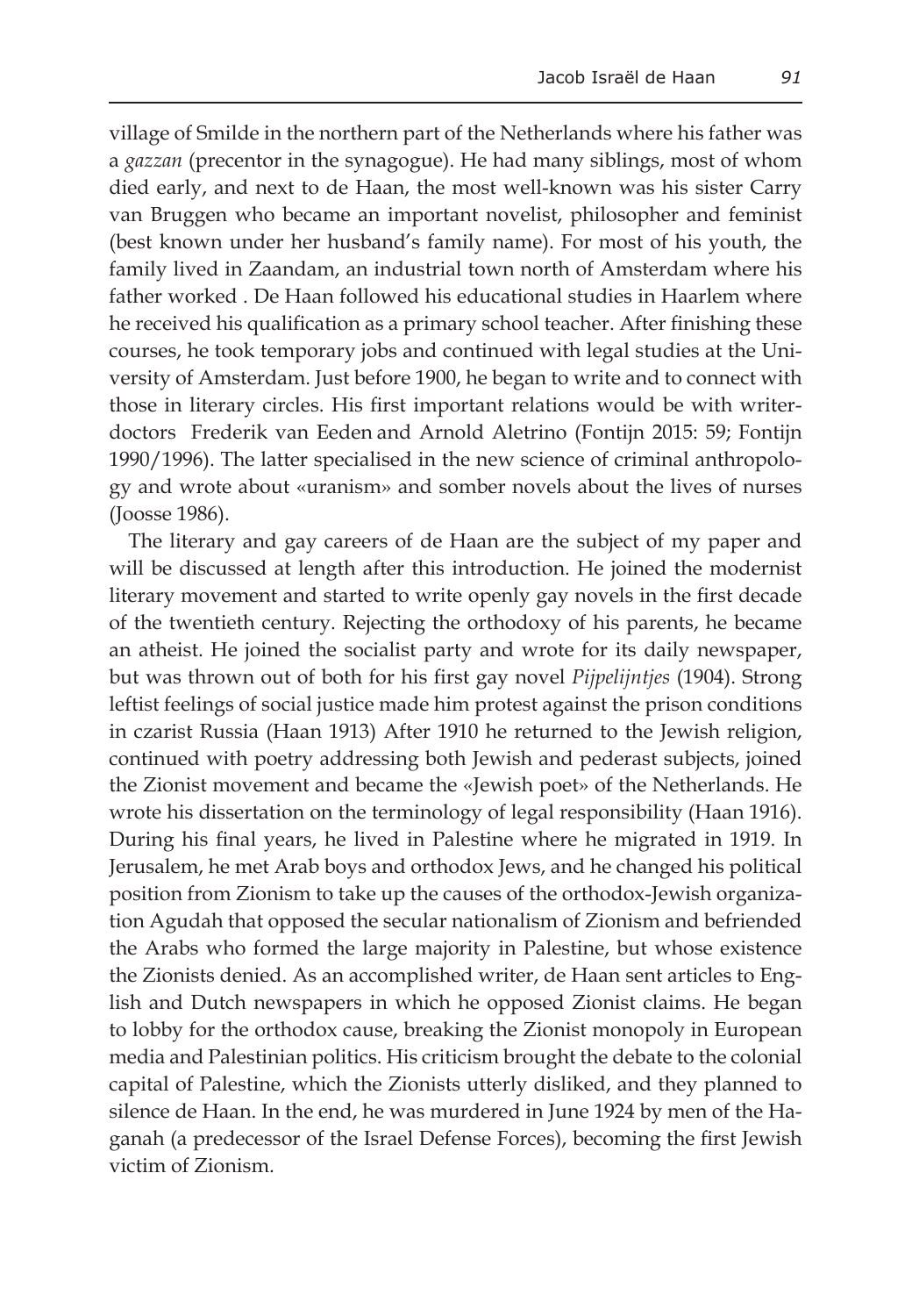village of Smilde in the northern part of the Netherlands where his father was a *gazzan* (precentor in the synagogue). He had many siblings, most of whom died early, and next to de Haan, the most well-known was his sister Carry van Bruggen who became an important novelist, philosopher and feminist (best known under her husband's family name). For most of his youth, the family lived in Zaandam, an industrial town north of Amsterdam where his father worked . De Haan followed his educational studies in Haarlem where he received his qualification as a primary school teacher. After finishing these courses, he took temporary jobs and continued with legal studies at the University of Amsterdam. Just before 1900, he began to write and to connect with those in literary circles. His first important relations would be with writer-doctors Frederik van Eeden and Arnold Aletrino (Fontijn 2015: 59; Fontijn 1990/1996). The latter specialised in the new science of criminal anthropology and wrote about «uranism» and somber novels about the lives of nurses (Joosse 1986).

The literary and gay careers of de Haan are the subject of my paper and will be discussed at length after this introduction. He joined the modernist literary movement and started to write openly gay novels in the first decade of the twentieth century. Rejecting the orthodoxy of his parents, he became an atheist. He joined the socialist party and wrote for its daily newspaper, but was thrown out of both for his first gay novel *Pijpelijntjes* (1904). Strong leftist feelings of social justice made him protest against the prison conditions in czarist Russia (Haan 1913) After 1910 he returned to the Jewish religion, continued with poetry addressing both Jewish and pederast subjects, joined the Zionist movement and became the «Jewish poet» of the Netherlands. He wrote his dissertation on the terminology of legal responsibility (Haan 1916). During his final years, he lived in Palestine where he migrated in 1919. In Jerusalem, he met Arab boys and orthodox Jews, and he changed his political position from Zionism to take up the causes of the orthodox-Jewish organization Agudah that opposed the secular nationalism of Zionism and befriended the Arabs who formed the large majority in Palestine, but whose existence the Zionists denied. As an accomplished writer, de Haan sent articles to English and Dutch newspapers in which he opposed Zionist claims. He began to lobby for the orthodox cause, breaking the Zionist monopoly in European media and Palestinian politics. His criticism brought the debate to the colonial capital of Palestine, which the Zionists utterly disliked, and they planned to silence de Haan. In the end, he was murdered in June 1924 by men of the Haganah (a predecessor of the Israel Defense Forces), becoming the first Jewish victim of Zionism.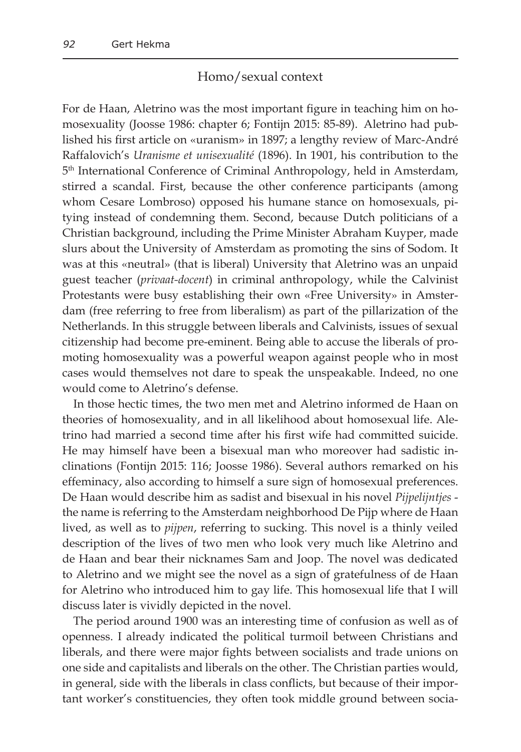## Homo/sexual context

For de Haan, Aletrino was the most important figure in teaching him on homosexuality (Joosse 1986: chapter 6; Fontijn 2015: 85-89). Aletrino had published his first article on «uranism» in 1897; a lengthy review of Marc-André Raffalovich's *Uranisme et unisexualité* (1896). In 1901, his contribution to the 5th International Conference of Criminal Anthropology, held in Amsterdam, stirred a scandal. First, because the other conference participants (among whom Cesare Lombroso) opposed his humane stance on homosexuals, pitying instead of condemning them. Second, because Dutch politicians of a Christian background, including the Prime Minister Abraham Kuyper, made slurs about the University of Amsterdam as promoting the sins of Sodom. It was at this «neutral» (that is liberal) University that Aletrino was an unpaid guest teacher (*privaat-docent*) in criminal anthropology, while the Calvinist Protestants were busy establishing their own «Free University» in Amsterdam (free referring to free from liberalism) as part of the pillarization of the Netherlands. In this struggle between liberals and Calvinists, issues of sexual citizenship had become pre-eminent. Being able to accuse the liberals of promoting homosexuality was a powerful weapon against people who in most cases would themselves not dare to speak the unspeakable. Indeed, no one would come to Aletrino's defense.

In those hectic times, the two men met and Aletrino informed de Haan on theories of homosexuality, and in all likelihood about homosexual life. Aletrino had married a second time after his first wife had committed suicide. He may himself have been a bisexual man who moreover had sadistic inclinations (Fontijn 2015: 116; Joosse 1986). Several authors remarked on his effeminacy, also according to himself a sure sign of homosexual preferences. De Haan would describe him as sadist and bisexual in his novel *Pijpelijntjes* - the name is referring to the Amsterdam neighborhood De Pijp where de Haan lived, as well as to *pijpen*, referring to sucking. This novel is a thinly veiled description of the lives of two men who look very much like Aletrino and de Haan and bear their nicknames Sam and Joop. The novel was dedicated to Aletrino and we might see the novel as a sign of gratefulness of de Haan for Aletrino who introduced him to gay life. This homosexual life that I will discuss later is vividly depicted in the novel.

The period around 1900 was an interesting time of confusion as well as of openness. I already indicated the political turmoil between Christians and liberals, and there were major fights between socialists and trade unions on one side and capitalists and liberals on the other. The Christian parties would, in general, side with the liberals in class conflicts, but because of their important worker's constituencies, they often took middle ground between socia-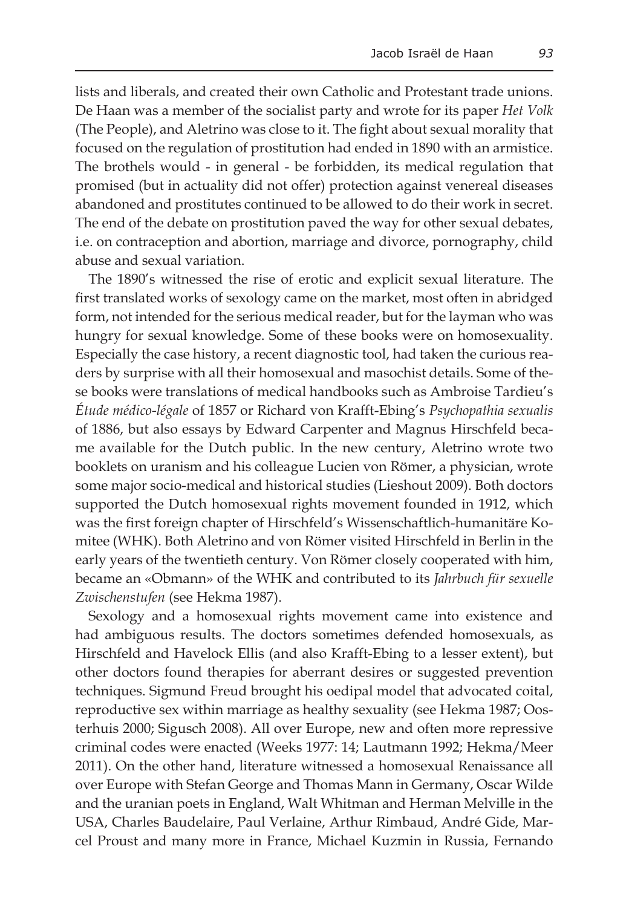lists and liberals, and created their own Catholic and Protestant trade unions. De Haan was a member of the socialist party and wrote for its paper *Het Volk* (The People), and Aletrino was close to it. The fight about sexual morality that focused on the regulation of prostitution had ended in 1890 with an armistice. The brothels would - in general - be forbidden, its medical regulation that promised (but in actuality did not offer) protection against venereal diseases abandoned and prostitutes continued to be allowed to do their work in secret. The end of the debate on prostitution paved the way for other sexual debates, i.e. on contraception and abortion, marriage and divorce, pornography, child abuse and sexual variation.

The 1890's witnessed the rise of erotic and explicit sexual literature. The first translated works of sexology came on the market, most often in abridged form, not intended for the serious medical reader, but for the layman who was hungry for sexual knowledge. Some of these books were on homosexuality. Especially the case history, a recent diagnostic tool, had taken the curious readers by surprise with all their homosexual and masochist details. Some of these books were translations of medical handbooks such as Ambroise Tardieu's *Étude médico-légale* of 1857 or Richard von Krafft-Ebing's *Psychopathia sexualis* of 1886, but also essays by Edward Carpenter and Magnus Hirschfeld became available for the Dutch public. In the new century, Aletrino wrote two booklets on uranism and his colleague Lucien von Römer, a physician, wrote some major socio-medical and historical studies (Lieshout 2009). Both doctors supported the Dutch homosexual rights movement founded in 1912, which was the first foreign chapter of Hirschfeld's Wissenschaftlich-humanitäre Komitee (WHK). Both Aletrino and von Römer visited Hirschfeld in Berlin in the early years of the twentieth century. Von Römer closely cooperated with him, became an «Obmann» of the WHK and contributed to its *Jahrbuch für sexuelle Zwischenstufen* (see Hekma 1987).

Sexology and a homosexual rights movement came into existence and had ambiguous results. The doctors sometimes defended homosexuals, as Hirschfeld and Havelock Ellis (and also Krafft-Ebing to a lesser extent), but other doctors found therapies for aberrant desires or suggested prevention techniques. Sigmund Freud brought his oedipal model that advocated coital, reproductive sex within marriage as healthy sexuality (see Hekma 1987; Oosterhuis 2000; Sigusch 2008). All over Europe, new and often more repressive criminal codes were enacted (Weeks 1977: 14; Lautmann 1992; Hekma/Meer 2011). On the other hand, literature witnessed a homosexual Renaissance all over Europe with Stefan George and Thomas Mann in Germany, Oscar Wilde and the uranian poets in England, Walt Whitman and Herman Melville in the USA, Charles Baudelaire, Paul Verlaine, Arthur Rimbaud, André Gide, Marcel Proust and many more in France, Michael Kuzmin in Russia, Fernando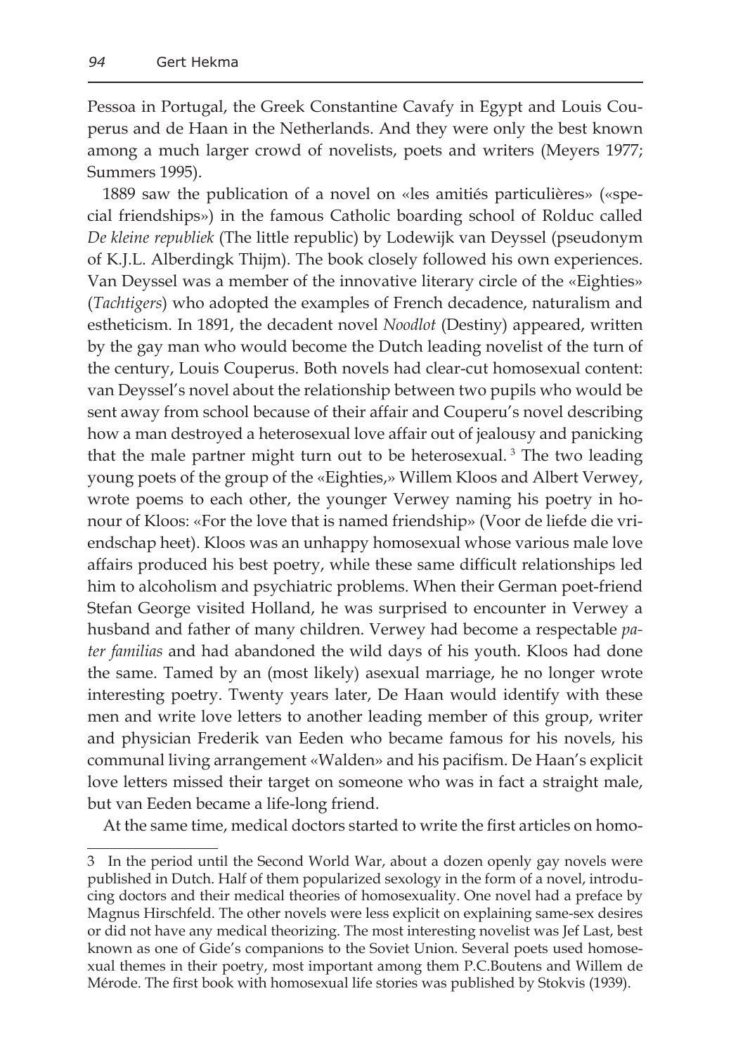Pessoa in Portugal, the Greek Constantine Cavafy in Egypt and Louis Couperus and de Haan in the Netherlands. And they were only the best known among a much larger crowd of novelists, poets and writers (Meyers 1977; Summers 1995).

1889 saw the publication of a novel on «les amitiés particulières» («special friendships») in the famous Catholic boarding school of Rolduc called *De kleine republiek* (The little republic) by Lodewijk van Deyssel (pseudonym of K.J.L. Alberdingk Thijm). The book closely followed his own experiences. Van Deyssel was a member of the innovative literary circle of the «Eighties» (*Tachtigers*) who adopted the examples of French decadence, naturalism and estheticism. In 1891, the decadent novel *Noodlot* (Destiny) appeared, written by the gay man who would become the Dutch leading novelist of the turn of the century, Louis Couperus. Both novels had clear-cut homosexual content: van Deyssel's novel about the relationship between two pupils who would be sent away from school because of their affair and Couperu's novel describing how a man destroyed a heterosexual love affair out of jealousy and panicking that the male partner might turn out to be heterosexual. [3] The two leading young poets of the group of the «Eighties,» Willem Kloos and Albert Verwey, wrote poems to each other, the younger Verwey naming his poetry in honour of Kloos: «For the love that is named friendship» (Voor de liefde die vriendschap heet). Kloos was an unhappy homosexual whose various male love affairs produced his best poetry, while these same difficult relationships led him to alcoholism and psychiatric problems. When their German poet-friend Stefan George visited Holland, he was surprised to encounter in Verwey a husband and father of many children. Verwey had become a respectable *pater familias* and had abandoned the wild days of his youth. Kloos had done the same. Tamed by an (most likely) asexual marriage, he no longer wrote interesting poetry. Twenty years later, De Haan would identify with these men and write love letters to another leading member of this group, writer and physician Frederik van Eeden who became famous for his novels, his communal living arrangement «Walden» and his pacifism. De Haan's explicit love letters missed their target on someone who was in fact a straight male, but van Eeden became a life-long friend.

At the same time, medical doctors started to write the first articles on homo-

---

3 In the period until the Second World War, about a dozen openly gay novels were published in Dutch. Half of them popularized sexology in the form of a novel, introducing doctors and their medical theories of homosexuality. One novel had a preface by Magnus Hirschfeld. The other novels were less explicit on explaining same-sex desires or did not have any medical theorizing. The most interesting novelist was Jef Last, best known as one of Gide's companions to the Soviet Union. Several poets used homosexual themes in their poetry, most important among them P.C.Boutens and Willem de Mérode. The first book with homosexual life stories was published by Stokvis (1939).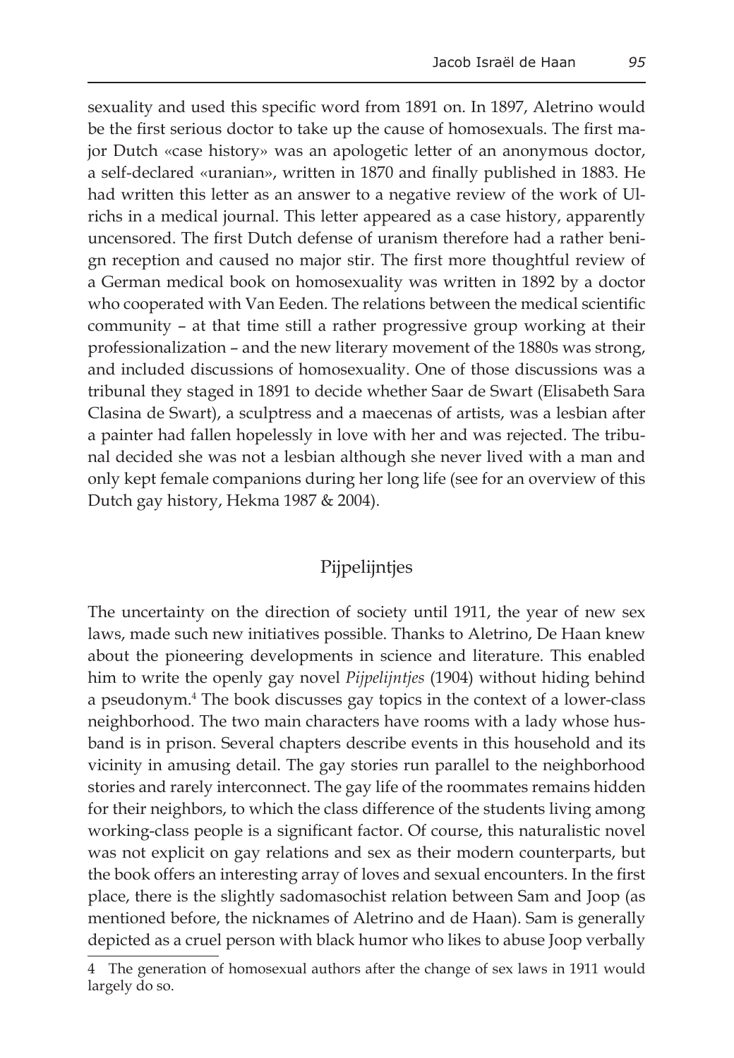sexuality and used this specific word from 1891 on. In 1897, Aletrino would be the first serious doctor to take up the cause of homosexuals. The first major Dutch «case history» was an apologetic letter of an anonymous doctor, a self-declared «uranian», written in 1870 and finally published in 1883. He had written this letter as an answer to a negative review of the work of Ulrichs in a medical journal. This letter appeared as a case history, apparently uncensored. The first Dutch defense of uranism therefore had a rather benign reception and caused no major stir. The first more thoughtful review of a German medical book on homosexuality was written in 1892 by a doctor who cooperated with Van Eeden. The relations between the medical scientific community – at that time still a rather progressive group working at their professionalization – and the new literary movement of the 1880s was strong, and included discussions of homosexuality. One of those discussions was a tribunal they staged in 1891 to decide whether Saar de Swart (Elisabeth Sara Clasina de Swart), a sculptress and a maecenas of artists, was a lesbian after a painter had fallen hopelessly in love with her and was rejected. The tribunal decided she was not a lesbian although she never lived with a man and only kept female companions during her long life (see for an overview of this Dutch gay history, Hekma 1987 & 2004).

## Pijpelijntjes

The uncertainty on the direction of society until 1911, the year of new sex laws, made such new initiatives possible. Thanks to Aletrino, De Haan knew about the pioneering developments in science and literature. This enabled him to write the openly gay novel *Pijpelijntjes* (1904) without hiding behind a pseudonym.[4] The book discusses gay topics in the context of a lower-class neighborhood. The two main characters have rooms with a lady whose husband is in prison. Several chapters describe events in this household and its vicinity in amusing detail. The gay stories run parallel to the neighborhood stories and rarely interconnect. The gay life of the roommates remains hidden for their neighbors, to which the class difference of the students living among working-class people is a significant factor. Of course, this naturalistic novel was not explicit on gay relations and sex as their modern counterparts, but the book offers an interesting array of loves and sexual encounters. In the first place, there is the slightly sadomasochist relation between Sam and Joop (as mentioned before, the nicknames of Aletrino and de Haan). Sam is generally depicted as a cruel person with black humor who likes to abuse Joop verbally

4 The generation of homosexual authors after the change of sex laws in 1911 would largely do so.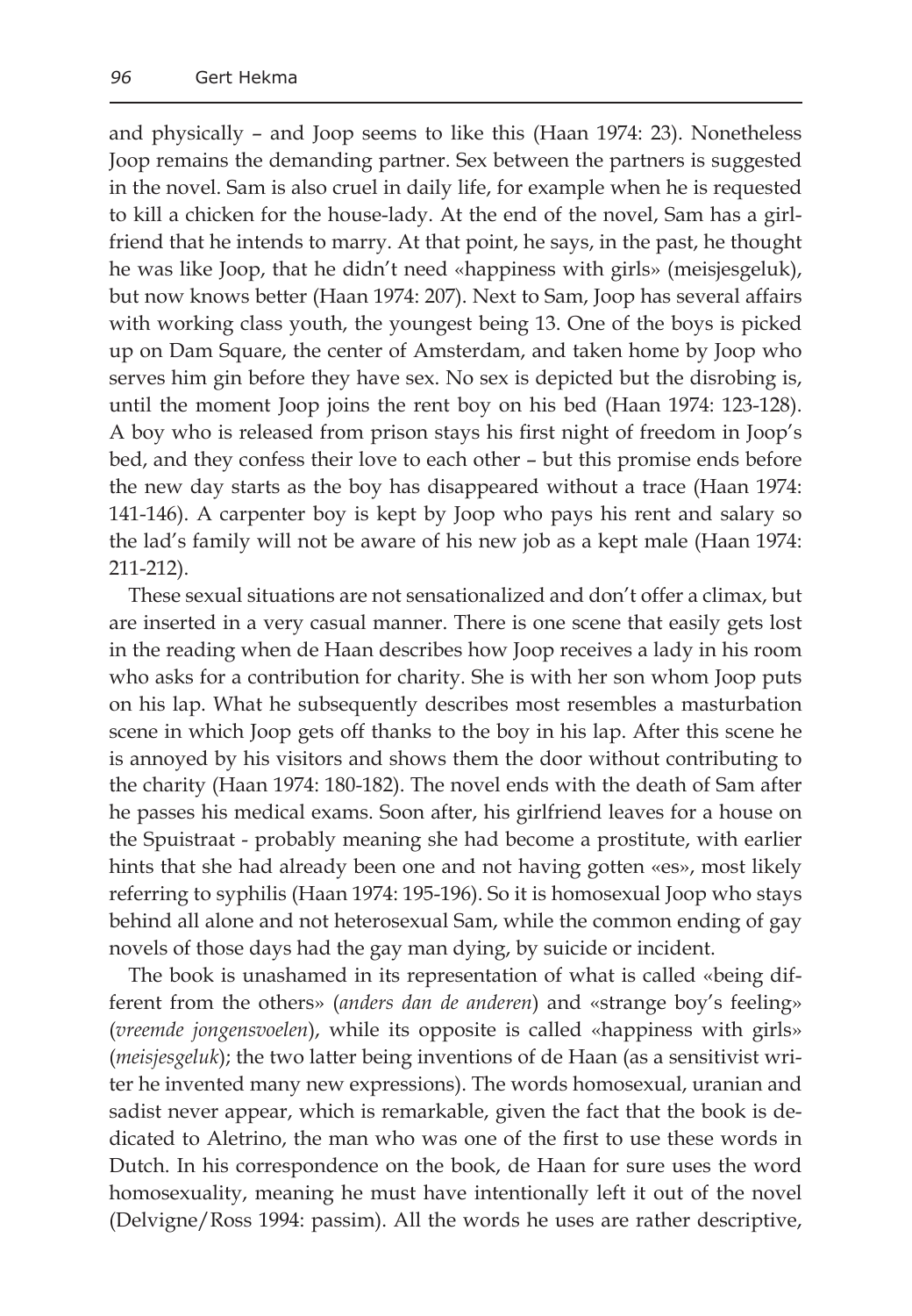and physically – and Joop seems to like this (Haan 1974: 23). Nonetheless Joop remains the demanding partner. Sex between the partners is suggested in the novel. Sam is also cruel in daily life, for example when he is requested to kill a chicken for the house-lady. At the end of the novel, Sam has a girlfriend that he intends to marry. At that point, he says, in the past, he thought he was like Joop, that he didn't need «happiness with girls» (meisjesgeluk), but now knows better (Haan 1974: 207). Next to Sam, Joop has several affairs with working class youth, the youngest being 13. One of the boys is picked up on Dam Square, the center of Amsterdam, and taken home by Joop who serves him gin before they have sex. No sex is depicted but the disrobing is, until the moment Joop joins the rent boy on his bed (Haan 1974: 123-128). A boy who is released from prison stays his first night of freedom in Joop's bed, and they confess their love to each other – but this promise ends before the new day starts as the boy has disappeared without a trace (Haan 1974: 141-146). A carpenter boy is kept by Joop who pays his rent and salary so the lad's family will not be aware of his new job as a kept male (Haan 1974: 211-212).

These sexual situations are not sensationalized and don't offer a climax, but are inserted in a very casual manner. There is one scene that easily gets lost in the reading when de Haan describes how Joop receives a lady in his room who asks for a contribution for charity. She is with her son whom Joop puts on his lap. What he subsequently describes most resembles a masturbation scene in which Joop gets off thanks to the boy in his lap. After this scene he is annoyed by his visitors and shows them the door without contributing to the charity (Haan 1974: 180-182). The novel ends with the death of Sam after he passes his medical exams. Soon after, his girlfriend leaves for a house on the Spuistraat - probably meaning she had become a prostitute, with earlier hints that she had already been one and not having gotten «es», most likely referring to syphilis (Haan 1974: 195-196). So it is homosexual Joop who stays behind all alone and not heterosexual Sam, while the common ending of gay novels of those days had the gay man dying, by suicide or incident.

The book is unashamed in its representation of what is called «being different from the others» (*anders dan de anderen*) and «strange boy's feeling» (*vreemde jongensvoelen*), while its opposite is called «happiness with girls» (*meisjesgeluk*); the two latter being inventions of de Haan (as a sensitivist writer he invented many new expressions). The words homosexual, uranian and sadist never appear, which is remarkable, given the fact that the book is dedicated to Aletrino, the man who was one of the first to use these words in Dutch. In his correspondence on the book, de Haan for sure uses the word homosexuality, meaning he must have intentionally left it out of the novel (Delvigne/Ross 1994: passim). All the words he uses are rather descriptive,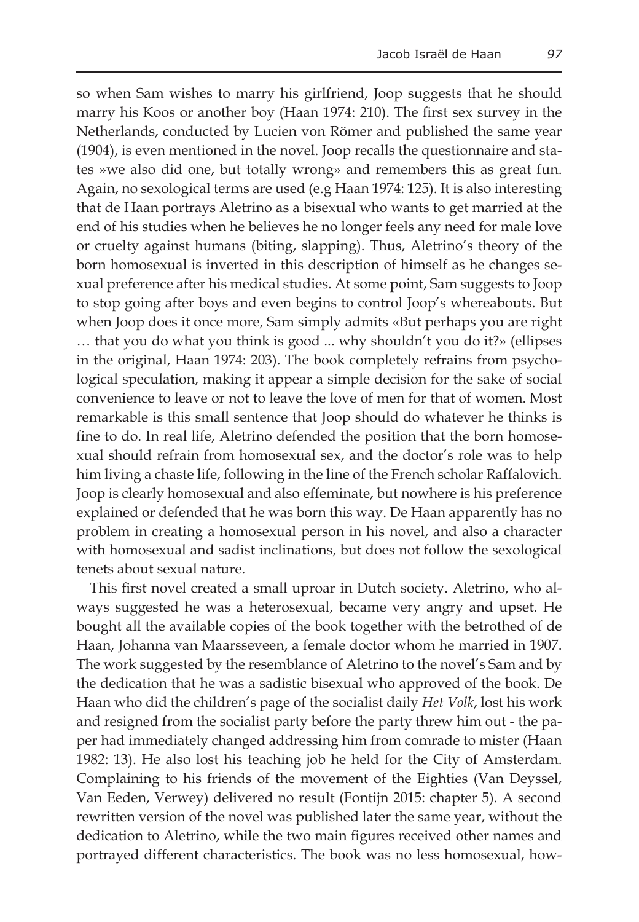so when Sam wishes to marry his girlfriend, Joop suggests that he should marry his Koos or another boy (Haan 1974: 210). The first sex survey in the Netherlands, conducted by Lucien von Römer and published the same year (1904), is even mentioned in the novel. Joop recalls the questionnaire and states »we also did one, but totally wrong» and remembers this as great fun. Again, no sexological terms are used (e.g Haan 1974: 125). It is also interesting that de Haan portrays Aletrino as a bisexual who wants to get married at the end of his studies when he believes he no longer feels any need for male love or cruelty against humans (biting, slapping). Thus, Aletrino's theory of the born homosexual is inverted in this description of himself as he changes sexual preference after his medical studies. At some point, Sam suggests to Joop to stop going after boys and even begins to control Joop's whereabouts. But when Joop does it once more, Sam simply admits «But perhaps you are right … that you do what you think is good ... why shouldn't you do it?» (ellipses in the original, Haan 1974: 203). The book completely refrains from psychological speculation, making it appear a simple decision for the sake of social convenience to leave or not to leave the love of men for that of women. Most remarkable is this small sentence that Joop should do whatever he thinks is fine to do. In real life, Aletrino defended the position that the born homosexual should refrain from homosexual sex, and the doctor's role was to help him living a chaste life, following in the line of the French scholar Raffalovich. Joop is clearly homosexual and also effeminate, but nowhere is his preference explained or defended that he was born this way. De Haan apparently has no problem in creating a homosexual person in his novel, and also a character with homosexual and sadist inclinations, but does not follow the sexological tenets about sexual nature.

This first novel created a small uproar in Dutch society. Aletrino, who always suggested he was a heterosexual, became very angry and upset. He bought all the available copies of the book together with the betrothed of de Haan, Johanna van Maarsseveen, a female doctor whom he married in 1907. The work suggested by the resemblance of Aletrino to the novel's Sam and by the dedication that he was a sadistic bisexual who approved of the book. De Haan who did the children's page of the socialist daily *Het Volk*, lost his work and resigned from the socialist party before the party threw him out - the paper had immediately changed addressing him from comrade to mister (Haan 1982: 13). He also lost his teaching job he held for the City of Amsterdam. Complaining to his friends of the movement of the Eighties (Van Deyssel, Van Eeden, Verwey) delivered no result (Fontijn 2015: chapter 5). A second rewritten version of the novel was published later the same year, without the dedication to Aletrino, while the two main figures received other names and portrayed different characteristics. The book was no less homosexual, how-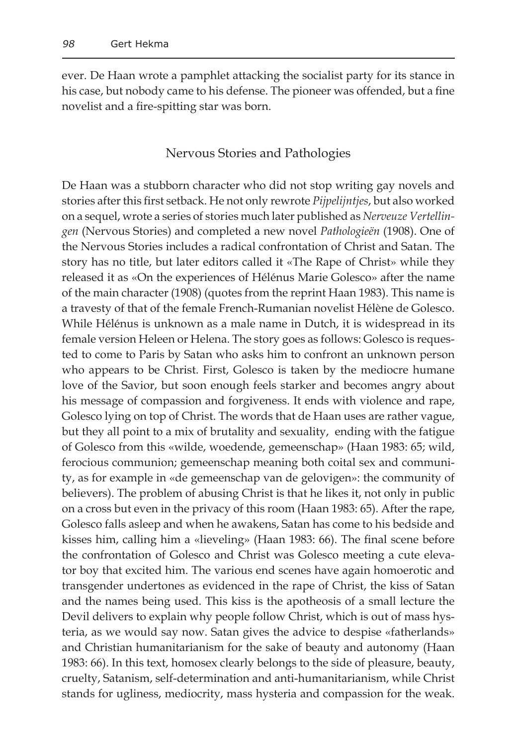ever. De Haan wrote a pamphlet attacking the socialist party for its stance in his case, but nobody came to his defense. The pioneer was offended, but a fine novelist and a fire-spitting star was born.

## Nervous Stories and Pathologies

De Haan was a stubborn character who did not stop writing gay novels and stories after this first setback. He not only rewrote *Pijpelijntjes*, but also worked on a sequel, wrote a series of stories much later published as *Nerveuze Vertellingen* (Nervous Stories) and completed a new novel *Pathologieën* (1908). One of the Nervous Stories includes a radical confrontation of Christ and Satan. The story has no title, but later editors called it «The Rape of Christ» while they released it as «On the experiences of Hélénus Marie Golesco» after the name of the main character (1908) (quotes from the reprint Haan 1983). This name is a travesty of that of the female French-Rumanian novelist Hélène de Golesco. While Hélénus is unknown as a male name in Dutch, it is widespread in its female version Heleen or Helena. The story goes as follows: Golesco is requested to come to Paris by Satan who asks him to confront an unknown person who appears to be Christ. First, Golesco is taken by the mediocre humane love of the Savior, but soon enough feels starker and becomes angry about his message of compassion and forgiveness. It ends with violence and rape, Golesco lying on top of Christ. The words that de Haan uses are rather vague, but they all point to a mix of brutality and sexuality, ending with the fatigue of Golesco from this «wilde, woedende, gemeenschap» (Haan 1983: 65; wild, ferocious communion; gemeenschap meaning both coital sex and community, as for example in «de gemeenschap van de gelovigen»: the community of believers). The problem of abusing Christ is that he likes it, not only in public on a cross but even in the privacy of this room (Haan 1983: 65). After the rape, Golesco falls asleep and when he awakens, Satan has come to his bedside and kisses him, calling him a «lieveling» (Haan 1983: 66). The final scene before the confrontation of Golesco and Christ was Golesco meeting a cute elevator boy that excited him. The various end scenes have again homoerotic and transgender undertones as evidenced in the rape of Christ, the kiss of Satan and the names being used. This kiss is the apotheosis of a small lecture the Devil delivers to explain why people follow Christ, which is out of mass hysteria, as we would say now. Satan gives the advice to despise «fatherlands» and Christian humanitarianism for the sake of beauty and autonomy (Haan 1983: 66). In this text, homosex clearly belongs to the side of pleasure, beauty, cruelty, Satanism, self-determination and anti-humanitarianism, while Christ stands for ugliness, mediocrity, mass hysteria and compassion for the weak.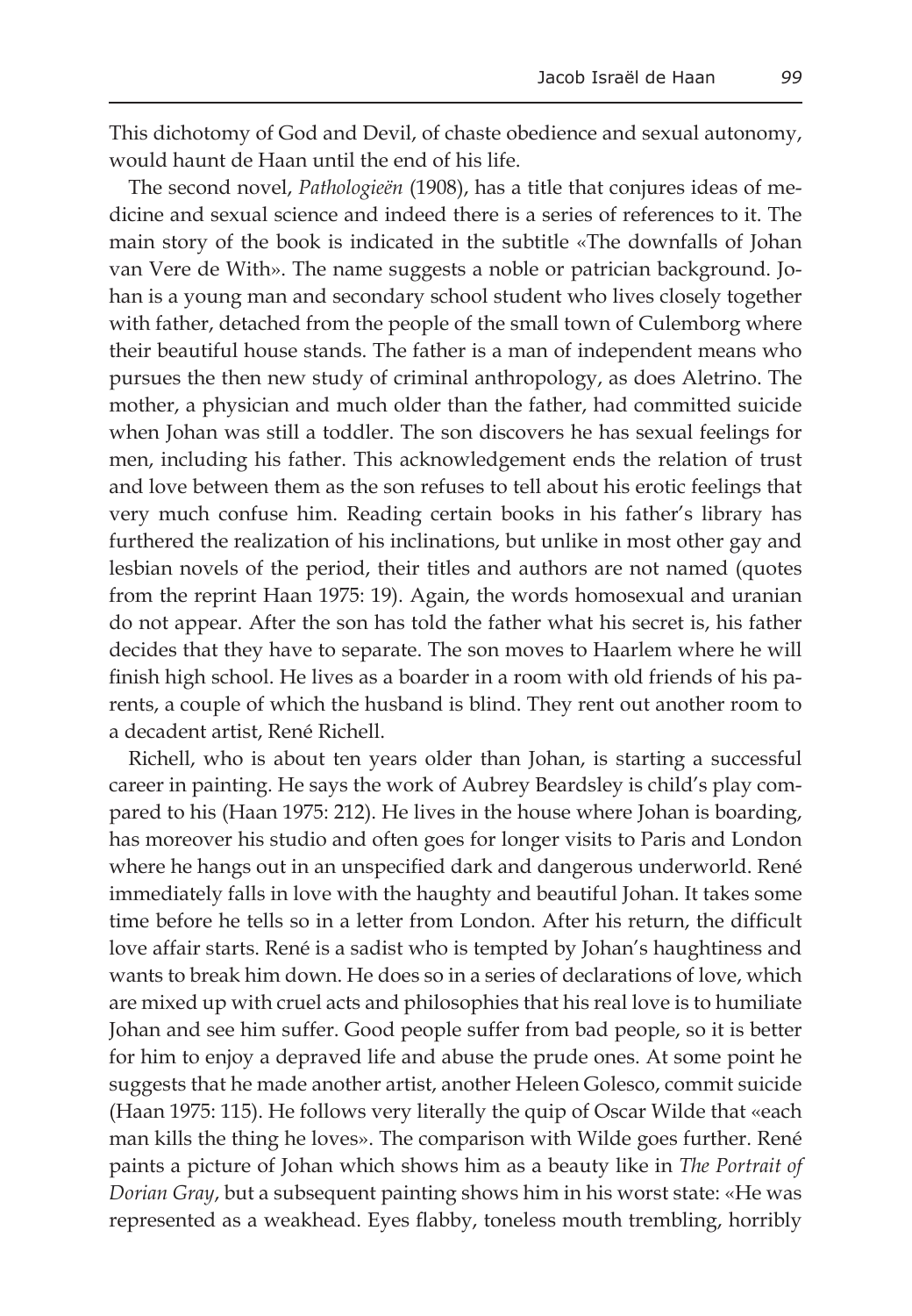This dichotomy of God and Devil, of chaste obedience and sexual autonomy, would haunt de Haan until the end of his life.

The second novel, *Pathologieën* (1908), has a title that conjures ideas of medicine and sexual science and indeed there is a series of references to it. The main story of the book is indicated in the subtitle «The downfalls of Johan van Vere de With». The name suggests a noble or patrician background. Johan is a young man and secondary school student who lives closely together with father, detached from the people of the small town of Culemborg where their beautiful house stands. The father is a man of independent means who pursues the then new study of criminal anthropology, as does Aletrino. The mother, a physician and much older than the father, had committed suicide when Johan was still a toddler. The son discovers he has sexual feelings for men, including his father. This acknowledgement ends the relation of trust and love between them as the son refuses to tell about his erotic feelings that very much confuse him. Reading certain books in his father's library has furthered the realization of his inclinations, but unlike in most other gay and lesbian novels of the period, their titles and authors are not named (quotes from the reprint Haan 1975: 19). Again, the words homosexual and uranian do not appear. After the son has told the father what his secret is, his father decides that they have to separate. The son moves to Haarlem where he will finish high school. He lives as a boarder in a room with old friends of his parents, a couple of which the husband is blind. They rent out another room to a decadent artist, René Richell.

Richell, who is about ten years older than Johan, is starting a successful career in painting. He says the work of Aubrey Beardsley is child's play compared to his (Haan 1975: 212). He lives in the house where Johan is boarding, has moreover his studio and often goes for longer visits to Paris and London where he hangs out in an unspecified dark and dangerous underworld. René immediately falls in love with the haughty and beautiful Johan. It takes some time before he tells so in a letter from London. After his return, the difficult love affair starts. René is a sadist who is tempted by Johan's haughtiness and wants to break him down. He does so in a series of declarations of love, which are mixed up with cruel acts and philosophies that his real love is to humiliate Johan and see him suffer. Good people suffer from bad people, so it is better for him to enjoy a depraved life and abuse the prude ones. At some point he suggests that he made another artist, another Heleen Golesco, commit suicide (Haan 1975: 115). He follows very literally the quip of Oscar Wilde that «each man kills the thing he loves». The comparison with Wilde goes further. René paints a picture of Johan which shows him as a beauty like in *The Portrait of Dorian Gray*, but a subsequent painting shows him in his worst state: «He was represented as a weakhead. Eyes flabby, toneless mouth trembling, horribly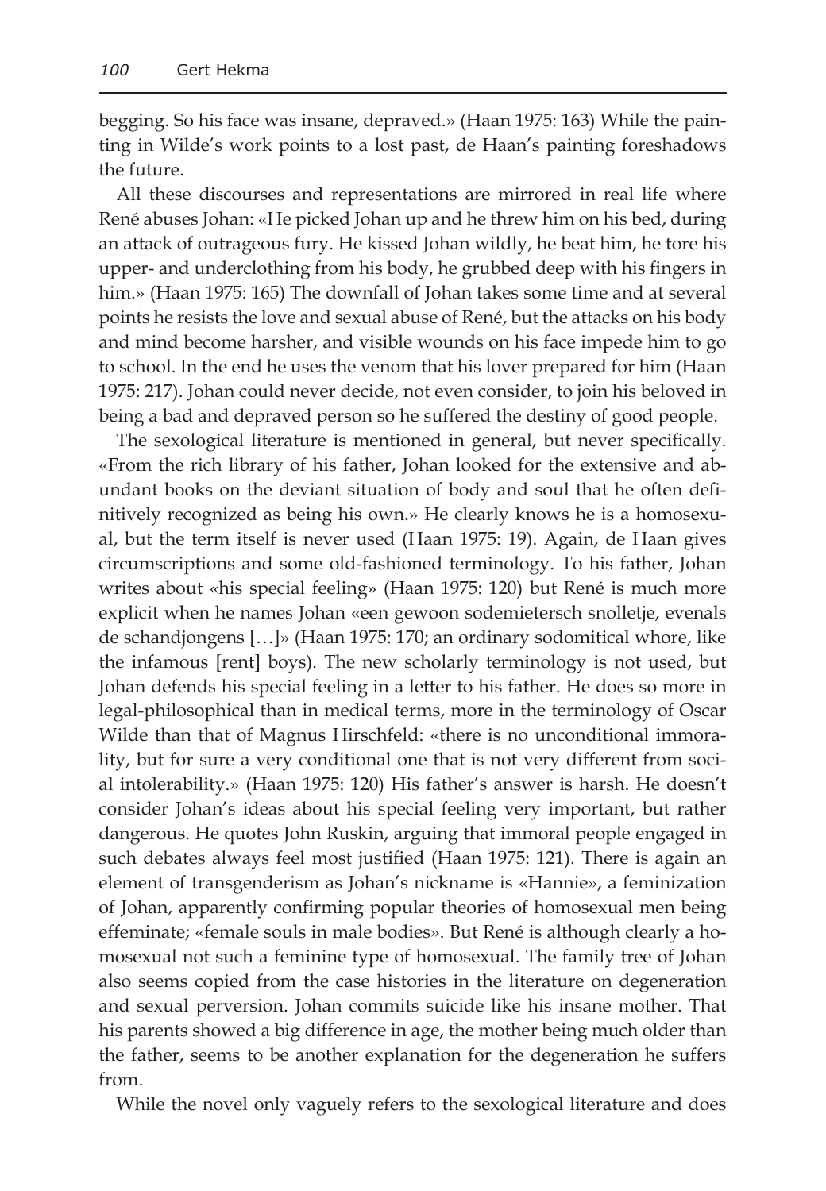begging. So his face was insane, depraved.» (Haan 1975: 163) While the painting in Wilde's work points to a lost past, de Haan's painting foreshadows the future.

All these discourses and representations are mirrored in real life where René abuses Johan: «He picked Johan up and he threw him on his bed, during an attack of outrageous fury. He kissed Johan wildly, he beat him, he tore his upper- and underclothing from his body, he grubbed deep with his fingers in him.» (Haan 1975: 165) The downfall of Johan takes some time and at several points he resists the love and sexual abuse of René, but the attacks on his body and mind become harsher, and visible wounds on his face impede him to go to school. In the end he uses the venom that his lover prepared for him (Haan 1975: 217). Johan could never decide, not even consider, to join his beloved in being a bad and depraved person so he suffered the destiny of good people.

The sexological literature is mentioned in general, but never specifically. «From the rich library of his father, Johan looked for the extensive and abundant books on the deviant situation of body and soul that he often definitively recognized as being his own.» He clearly knows he is a homosexual, but the term itself is never used (Haan 1975: 19). Again, de Haan gives circumscriptions and some old-fashioned terminology. To his father, Johan writes about «his special feeling» (Haan 1975: 120) but René is much more explicit when he names Johan «een gewoon sodemietersch snolletje, evenals de schandjongens […]» (Haan 1975: 170; an ordinary sodomitical whore, like the infamous [rent] boys). The new scholarly terminology is not used, but Johan defends his special feeling in a letter to his father. He does so more in legal-philosophical than in medical terms, more in the terminology of Oscar Wilde than that of Magnus Hirschfeld: «there is no unconditional immorality, but for sure a very conditional one that is not very different from social intolerability.» (Haan 1975: 120) His father's answer is harsh. He doesn't consider Johan's ideas about his special feeling very important, but rather dangerous. He quotes John Ruskin, arguing that immoral people engaged in such debates always feel most justified (Haan 1975: 121). There is again an element of transgenderism as Johan's nickname is «Hannie», a feminization of Johan, apparently confirming popular theories of homosexual men being effeminate; «female souls in male bodies». But René is although clearly a homosexual not such a feminine type of homosexual. The family tree of Johan also seems copied from the case histories in the literature on degeneration and sexual perversion. Johan commits suicide like his insane mother. That his parents showed a big difference in age, the mother being much older than the father, seems to be another explanation for the degeneration he suffers from.

While the novel only vaguely refers to the sexological literature and does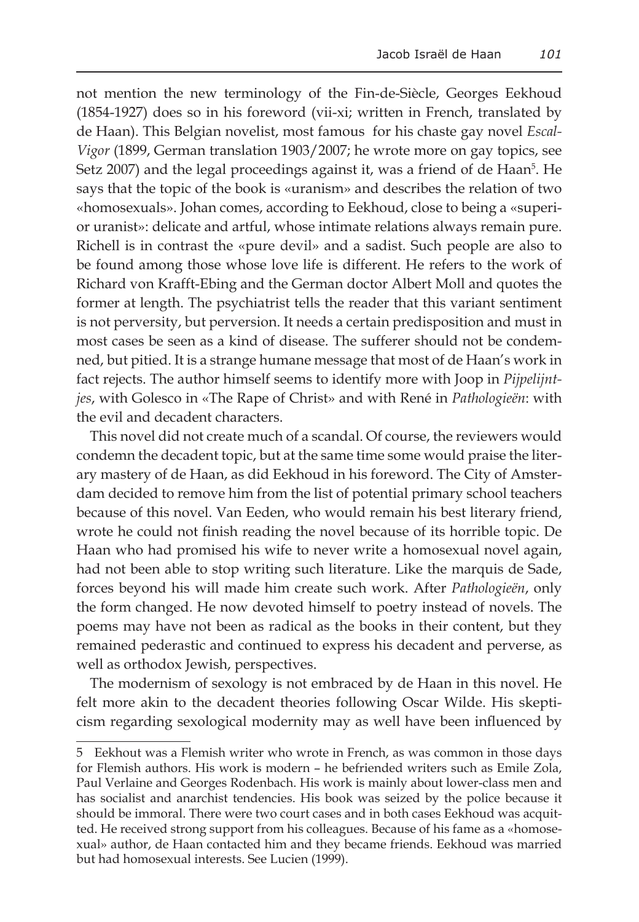not mention the new terminology of the Fin-de-Siècle, Georges Eekhoud (1854-1927) does so in his foreword (vii-xi; written in French, translated by de Haan). This Belgian novelist, most famous for his chaste gay novel *Escal-Vigor* (1899, German translation 1903/2007; he wrote more on gay topics, see Setz 2007) and the legal proceedings against it, was a friend of de Haan[5]. He says that the topic of the book is «uranism» and describes the relation of two «homosexuals». Johan comes, according to Eekhoud, close to being a «superior uranist»: delicate and artful, whose intimate relations always remain pure. Richell is in contrast the «pure devil» and a sadist. Such people are also to be found among those whose love life is different. He refers to the work of Richard von Krafft-Ebing and the German doctor Albert Moll and quotes the former at length. The psychiatrist tells the reader that this variant sentiment is not perversity, but perversion. It needs a certain predisposition and must in most cases be seen as a kind of disease. The sufferer should not be condemned, but pitied. It is a strange humane message that most of de Haan's work in fact rejects. The author himself seems to identify more with Joop in *Pijpelijntjes*, with Golesco in «The Rape of Christ» and with René in *Pathologieën*: with the evil and decadent characters.

This novel did not create much of a scandal. Of course, the reviewers would condemn the decadent topic, but at the same time some would praise the literary mastery of de Haan, as did Eekhoud in his foreword. The City of Amsterdam decided to remove him from the list of potential primary school teachers because of this novel. Van Eeden, who would remain his best literary friend, wrote he could not finish reading the novel because of its horrible topic. De Haan who had promised his wife to never write a homosexual novel again, had not been able to stop writing such literature. Like the marquis de Sade, forces beyond his will made him create such work. After *Pathologieën*, only the form changed. He now devoted himself to poetry instead of novels. The poems may have not been as radical as the books in their content, but they remained pederastic and continued to express his decadent and perverse, as well as orthodox Jewish, perspectives.

The modernism of sexology is not embraced by de Haan in this novel. He felt more akin to the decadent theories following Oscar Wilde. His skepticism regarding sexological modernity may as well have been influenced by

---

5 Eekhout was a Flemish writer who wrote in French, as was common in those days for Flemish authors. His work is modern – he befriended writers such as Emile Zola, Paul Verlaine and Georges Rodenbach. His work is mainly about lower-class men and has socialist and anarchist tendencies. His book was seized by the police because it should be immoral. There were two court cases and in both cases Eekhoud was acquitted. He received strong support from his colleagues. Because of his fame as a «homosexual» author, de Haan contacted him and they became friends. Eekhoud was married but had homosexual interests. See Lucien (1999).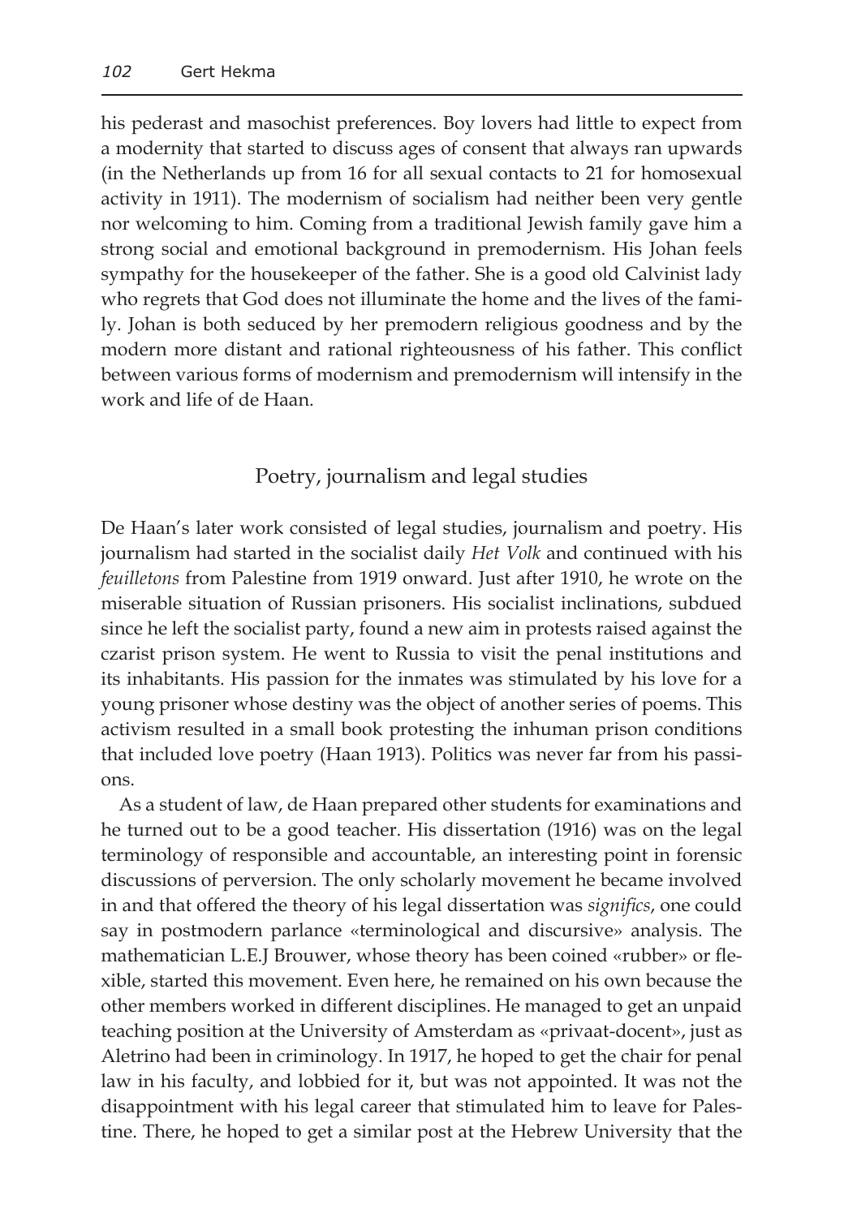his pederast and masochist preferences. Boy lovers had little to expect from a modernity that started to discuss ages of consent that always ran upwards (in the Netherlands up from 16 for all sexual contacts to 21 for homosexual activity in 1911). The modernism of socialism had neither been very gentle nor welcoming to him. Coming from a traditional Jewish family gave him a strong social and emotional background in premodernism. His Johan feels sympathy for the housekeeper of the father. She is a good old Calvinist lady who regrets that God does not illuminate the home and the lives of the family. Johan is both seduced by her premodern religious goodness and by the modern more distant and rational righteousness of his father. This conflict between various forms of modernism and premodernism will intensify in the work and life of de Haan.

## Poetry, journalism and legal studies

De Haan's later work consisted of legal studies, journalism and poetry. His journalism had started in the socialist daily *Het Volk* and continued with his *feuilletons* from Palestine from 1919 onward. Just after 1910, he wrote on the miserable situation of Russian prisoners. His socialist inclinations, subdued since he left the socialist party, found a new aim in protests raised against the czarist prison system. He went to Russia to visit the penal institutions and its inhabitants. His passion for the inmates was stimulated by his love for a young prisoner whose destiny was the object of another series of poems. This activism resulted in a small book protesting the inhuman prison conditions that included love poetry (Haan 1913). Politics was never far from his passions.

As a student of law, de Haan prepared other students for examinations and he turned out to be a good teacher. His dissertation (1916) was on the legal terminology of responsible and accountable, an interesting point in forensic discussions of perversion. The only scholarly movement he became involved in and that offered the theory of his legal dissertation was *significs*, one could say in postmodern parlance «terminological and discursive» analysis. The mathematician L.E.J Brouwer, whose theory has been coined «rubber» or flexible, started this movement. Even here, he remained on his own because the other members worked in different disciplines. He managed to get an unpaid teaching position at the University of Amsterdam as «privaat-docent», just as Aletrino had been in criminology. In 1917, he hoped to get the chair for penal law in his faculty, and lobbied for it, but was not appointed. It was not the disappointment with his legal career that stimulated him to leave for Palestine. There, he hoped to get a similar post at the Hebrew University that the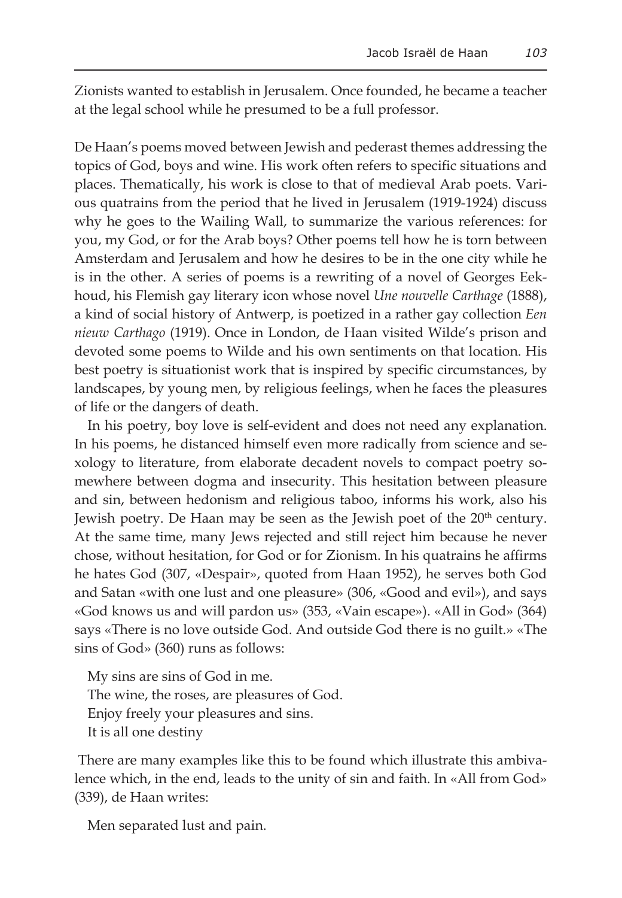Zionists wanted to establish in Jerusalem. Once founded, he became a teacher at the legal school while he presumed to be a full professor.

De Haan's poems moved between Jewish and pederast themes addressing the topics of God, boys and wine. His work often refers to specific situations and places. Thematically, his work is close to that of medieval Arab poets. Various quatrains from the period that he lived in Jerusalem (1919-1924) discuss why he goes to the Wailing Wall, to summarize the various references: for you, my God, or for the Arab boys? Other poems tell how he is torn between Amsterdam and Jerusalem and how he desires to be in the one city while he is in the other. A series of poems is a rewriting of a novel of Georges Eekhoud, his Flemish gay literary icon whose novel *Une nouvelle Carthage* (1888), a kind of social history of Antwerp, is poetized in a rather gay collection *Een nieuw Carthago* (1919). Once in London, de Haan visited Wilde's prison and devoted some poems to Wilde and his own sentiments on that location. His best poetry is situationist work that is inspired by specific circumstances, by landscapes, by young men, by religious feelings, when he faces the pleasures of life or the dangers of death.

In his poetry, boy love is self-evident and does not need any explanation. In his poems, he distanced himself even more radically from science and sexology to literature, from elaborate decadent novels to compact poetry somewhere between dogma and insecurity. This hesitation between pleasure and sin, between hedonism and religious taboo, informs his work, also his Jewish poetry. De Haan may be seen as the Jewish poet of the 20th century. At the same time, many Jews rejected and still reject him because he never chose, without hesitation, for God or for Zionism. In his quatrains he affirms he hates God (307, «Despair», quoted from Haan 1952), he serves both God and Satan «with one lust and one pleasure» (306, «Good and evil»), and says «God knows us and will pardon us» (353, «Vain escape»). «All in God» (364) says «There is no love outside God. And outside God there is no guilt.» «The sins of God» (360) runs as follows:

> My sins are sins of God in me.
> The wine, the roses, are pleasures of God.
> Enjoy freely your pleasures and sins.
> It is all one destiny

There are many examples like this to be found which illustrate this ambivalence which, in the end, leads to the unity of sin and faith. In «All from God» (339), de Haan writes:

> Men separated lust and pain.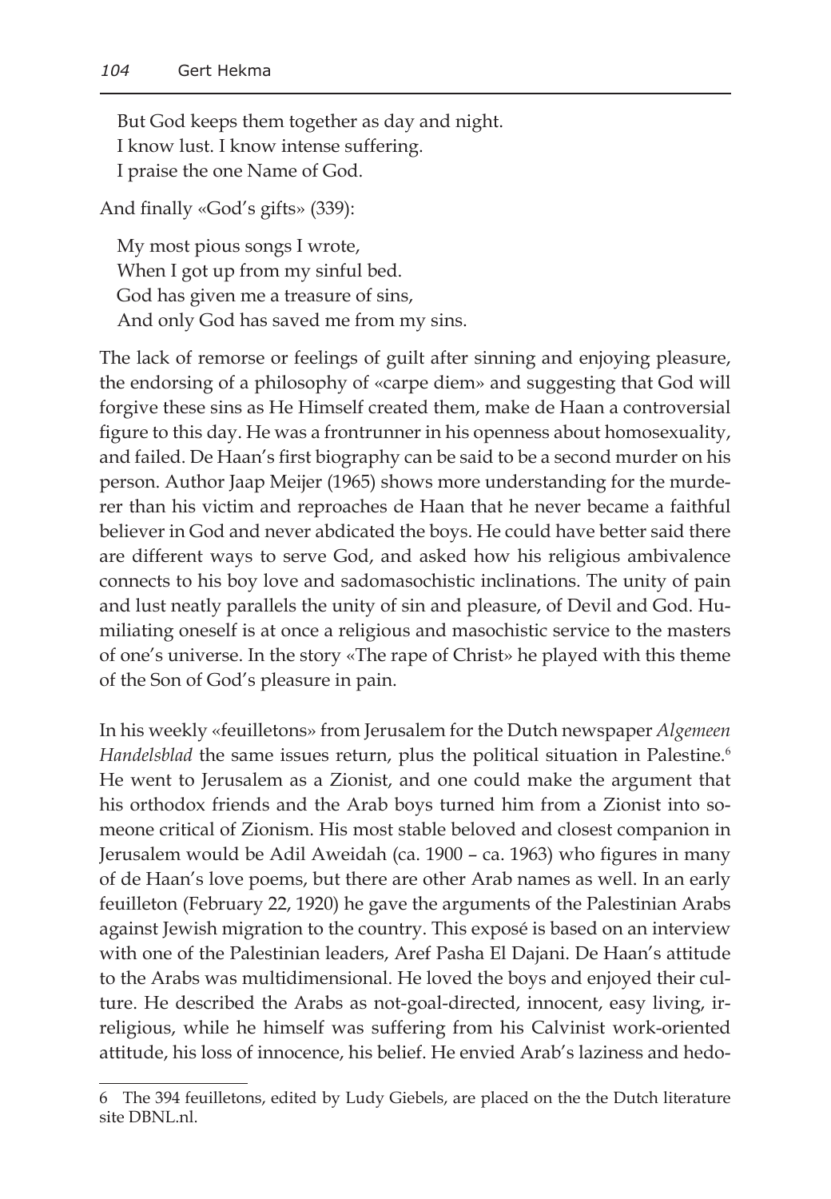But God keeps them together as day and night.  
I know lust. I know intense suffering.  
I praise the one Name of God.

And finally «God's gifts» (339):

My most pious songs I wrote,  
When I got up from my sinful bed.  
God has given me a treasure of sins,  
And only God has saved me from my sins.

The lack of remorse or feelings of guilt after sinning and enjoying pleasure, the endorsing of a philosophy of «carpe diem» and suggesting that God will forgive these sins as He Himself created them, make de Haan a controversial figure to this day. He was a frontrunner in his openness about homosexuality, and failed. De Haan's first biography can be said to be a second murder on his person. Author Jaap Meijer (1965) shows more understanding for the murderer than his victim and reproaches de Haan that he never became a faithful believer in God and never abdicated the boys. He could have better said there are different ways to serve God, and asked how his religious ambivalence connects to his boy love and sadomasochistic inclinations. The unity of pain and lust neatly parallels the unity of sin and pleasure, of Devil and God. Humiliating oneself is at once a religious and masochistic service to the masters of one's universe. In the story «The rape of Christ» he played with this theme of the Son of God's pleasure in pain.

In his weekly «feuilletons» from Jerusalem for the Dutch newspaper *Algemeen Handelsblad* the same issues return, plus the political situation in Palestine.[6] He went to Jerusalem as a Zionist, and one could make the argument that his orthodox friends and the Arab boys turned him from a Zionist into someone critical of Zionism. His most stable beloved and closest companion in Jerusalem would be Adil Aweidah (ca. 1900 – ca. 1963) who figures in many of de Haan's love poems, but there are other Arab names as well. In an early feuilleton (February 22, 1920) he gave the arguments of the Palestinian Arabs against Jewish migration to the country. This exposé is based on an interview with one of the Palestinian leaders, Aref Pasha El Dajani. De Haan's attitude to the Arabs was multidimensional. He loved the boys and enjoyed their culture. He described the Arabs as not-goal-directed, innocent, easy living, irreligious, while he himself was suffering from his Calvinist work-oriented attitude, his loss of innocence, his belief. He envied Arab's laziness and hedo-

---

6 The 394 feuilletons, edited by Ludy Giebels, are placed on the the Dutch literature site DBNL.nl.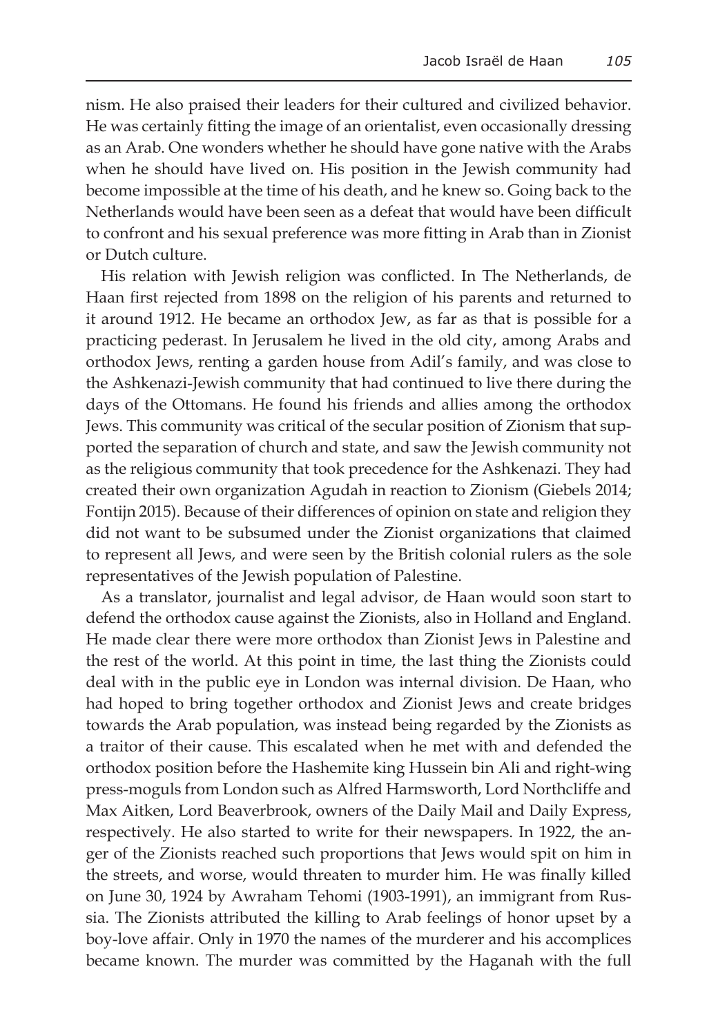nism. He also praised their leaders for their cultured and civilized behavior. He was certainly fitting the image of an orientalist, even occasionally dressing as an Arab. One wonders whether he should have gone native with the Arabs when he should have lived on. His position in the Jewish community had become impossible at the time of his death, and he knew so. Going back to the Netherlands would have been seen as a defeat that would have been difficult to confront and his sexual preference was more fitting in Arab than in Zionist or Dutch culture.

His relation with Jewish religion was conflicted. In The Netherlands, de Haan first rejected from 1898 on the religion of his parents and returned to it around 1912. He became an orthodox Jew, as far as that is possible for a practicing pederast. In Jerusalem he lived in the old city, among Arabs and orthodox Jews, renting a garden house from Adil's family, and was close to the Ashkenazi-Jewish community that had continued to live there during the days of the Ottomans. He found his friends and allies among the orthodox Jews. This community was critical of the secular position of Zionism that supported the separation of church and state, and saw the Jewish community not as the religious community that took precedence for the Ashkenazi. They had created their own organization Agudah in reaction to Zionism (Giebels 2014; Fontijn 2015). Because of their differences of opinion on state and religion they did not want to be subsumed under the Zionist organizations that claimed to represent all Jews, and were seen by the British colonial rulers as the sole representatives of the Jewish population of Palestine.

As a translator, journalist and legal advisor, de Haan would soon start to defend the orthodox cause against the Zionists, also in Holland and England. He made clear there were more orthodox than Zionist Jews in Palestine and the rest of the world. At this point in time, the last thing the Zionists could deal with in the public eye in London was internal division. De Haan, who had hoped to bring together orthodox and Zionist Jews and create bridges towards the Arab population, was instead being regarded by the Zionists as a traitor of their cause. This escalated when he met with and defended the orthodox position before the Hashemite king Hussein bin Ali and right-wing press-moguls from London such as Alfred Harmsworth, Lord Northcliffe and Max Aitken, Lord Beaverbrook, owners of the Daily Mail and Daily Express, respectively. He also started to write for their newspapers. In 1922, the anger of the Zionists reached such proportions that Jews would spit on him in the streets, and worse, would threaten to murder him. He was finally killed on June 30, 1924 by Awraham Tehomi (1903-1991), an immigrant from Russia. The Zionists attributed the killing to Arab feelings of honor upset by a boy-love affair. Only in 1970 the names of the murderer and his accomplices became known. The murder was committed by the Haganah with the full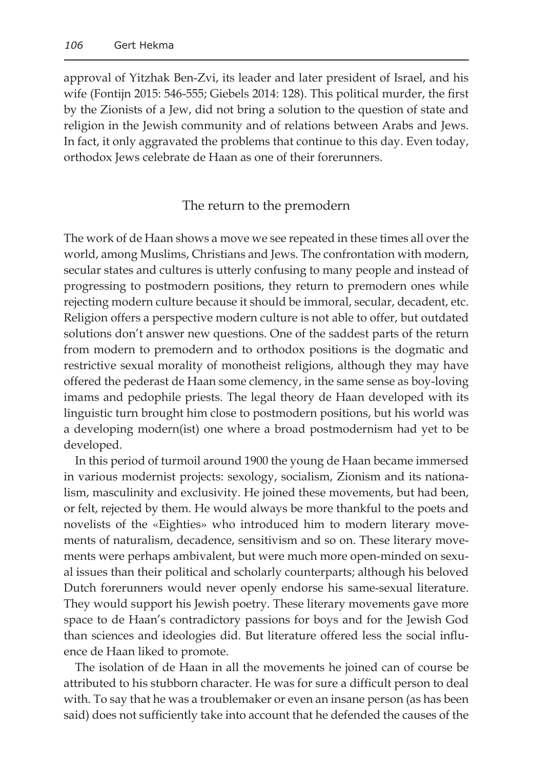approval of Yitzhak Ben-Zvi, its leader and later president of Israel, and his wife (Fontijn 2015: 546-555; Giebels 2014: 128). This political murder, the first by the Zionists of a Jew, did not bring a solution to the question of state and religion in the Jewish community and of relations between Arabs and Jews. In fact, it only aggravated the problems that continue to this day. Even today, orthodox Jews celebrate de Haan as one of their forerunners.

## The return to the premodern

The work of de Haan shows a move we see repeated in these times all over the world, among Muslims, Christians and Jews. The confrontation with modern, secular states and cultures is utterly confusing to many people and instead of progressing to postmodern positions, they return to premodern ones while rejecting modern culture because it should be immoral, secular, decadent, etc. Religion offers a perspective modern culture is not able to offer, but outdated solutions don't answer new questions. One of the saddest parts of the return from modern to premodern and to orthodox positions is the dogmatic and restrictive sexual morality of monotheist religions, although they may have offered the pederast de Haan some clemency, in the same sense as boy-loving imams and pedophile priests. The legal theory de Haan developed with its linguistic turn brought him close to postmodern positions, but his world was a developing modern(ist) one where a broad postmodernism had yet to be developed.

In this period of turmoil around 1900 the young de Haan became immersed in various modernist projects: sexology, socialism, Zionism and its nationalism, masculinity and exclusivity. He joined these movements, but had been, or felt, rejected by them. He would always be more thankful to the poets and novelists of the «Eighties» who introduced him to modern literary movements of naturalism, decadence, sensitivism and so on. These literary movements were perhaps ambivalent, but were much more open-minded on sexual issues than their political and scholarly counterparts; although his beloved Dutch forerunners would never openly endorse his same-sexual literature. They would support his Jewish poetry. These literary movements gave more space to de Haan's contradictory passions for boys and for the Jewish God than sciences and ideologies did. But literature offered less the social influence de Haan liked to promote.

The isolation of de Haan in all the movements he joined can of course be attributed to his stubborn character. He was for sure a difficult person to deal with. To say that he was a troublemaker or even an insane person (as has been said) does not sufficiently take into account that he defended the causes of the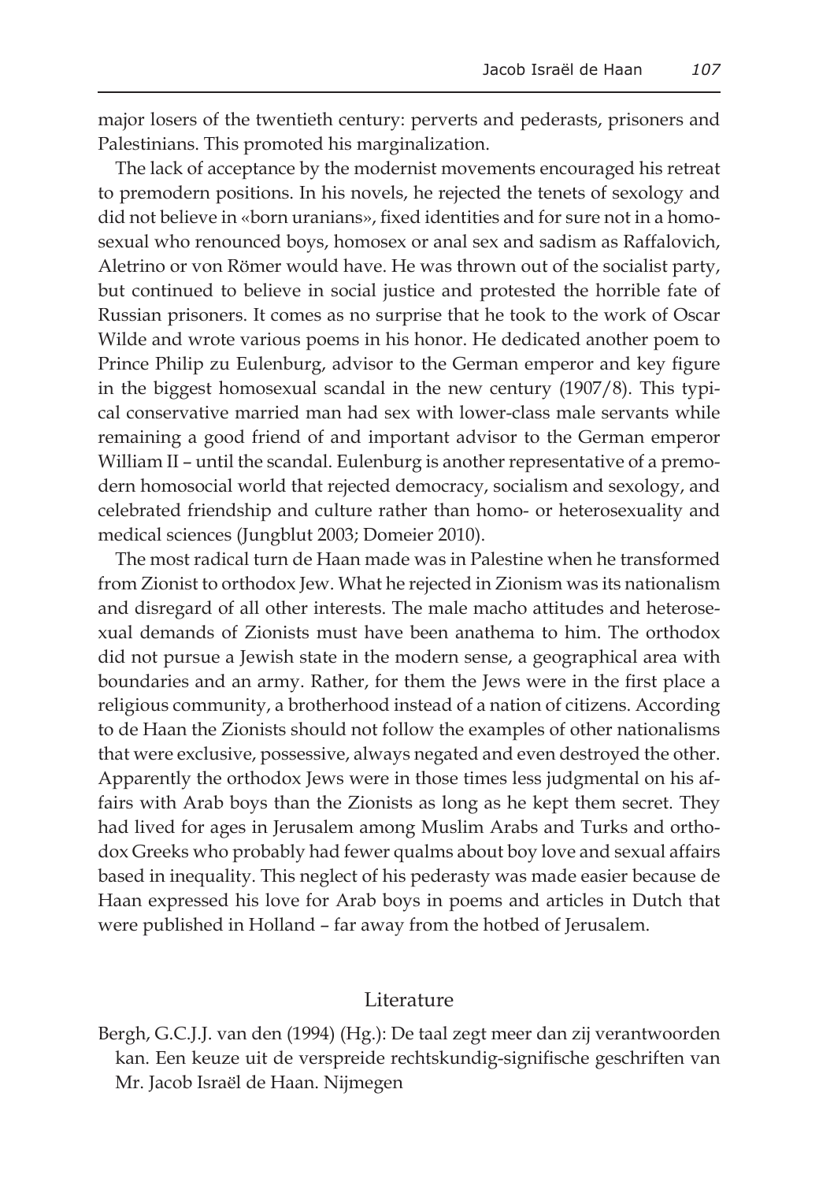major losers of the twentieth century: perverts and pederasts, prisoners and Palestinians. This promoted his marginalization.

The lack of acceptance by the modernist movements encouraged his retreat to premodern positions. In his novels, he rejected the tenets of sexology and did not believe in «born uranians», fixed identities and for sure not in a homosexual who renounced boys, homosex or anal sex and sadism as Raffalovich, Aletrino or von Römer would have. He was thrown out of the socialist party, but continued to believe in social justice and protested the horrible fate of Russian prisoners. It comes as no surprise that he took to the work of Oscar Wilde and wrote various poems in his honor. He dedicated another poem to Prince Philip zu Eulenburg, advisor to the German emperor and key figure in the biggest homosexual scandal in the new century (1907/8). This typical conservative married man had sex with lower-class male servants while remaining a good friend of and important advisor to the German emperor William II – until the scandal. Eulenburg is another representative of a premodern homosocial world that rejected democracy, socialism and sexology, and celebrated friendship and culture rather than homo- or heterosexuality and medical sciences (Jungblut 2003; Domeier 2010).

The most radical turn de Haan made was in Palestine when he transformed from Zionist to orthodox Jew. What he rejected in Zionism was its nationalism and disregard of all other interests. The male macho attitudes and heterosexual demands of Zionists must have been anathema to him. The orthodox did not pursue a Jewish state in the modern sense, a geographical area with boundaries and an army. Rather, for them the Jews were in the first place a religious community, a brotherhood instead of a nation of citizens. According to de Haan the Zionists should not follow the examples of other nationalisms that were exclusive, possessive, always negated and even destroyed the other. Apparently the orthodox Jews were in those times less judgmental on his affairs with Arab boys than the Zionists as long as he kept them secret. They had lived for ages in Jerusalem among Muslim Arabs and Turks and orthodox Greeks who probably had fewer qualms about boy love and sexual affairs based in inequality. This neglect of his pederasty was made easier because de Haan expressed his love for Arab boys in poems and articles in Dutch that were published in Holland – far away from the hotbed of Jerusalem.

## Literature

Bergh, G.C.J.J. van den (1994) (Hg.): De taal zegt meer dan zij verantwoorden kan. Een keuze uit de verspreide rechtskundig-signifische geschriften van Mr. Jacob Israël de Haan. Nijmegen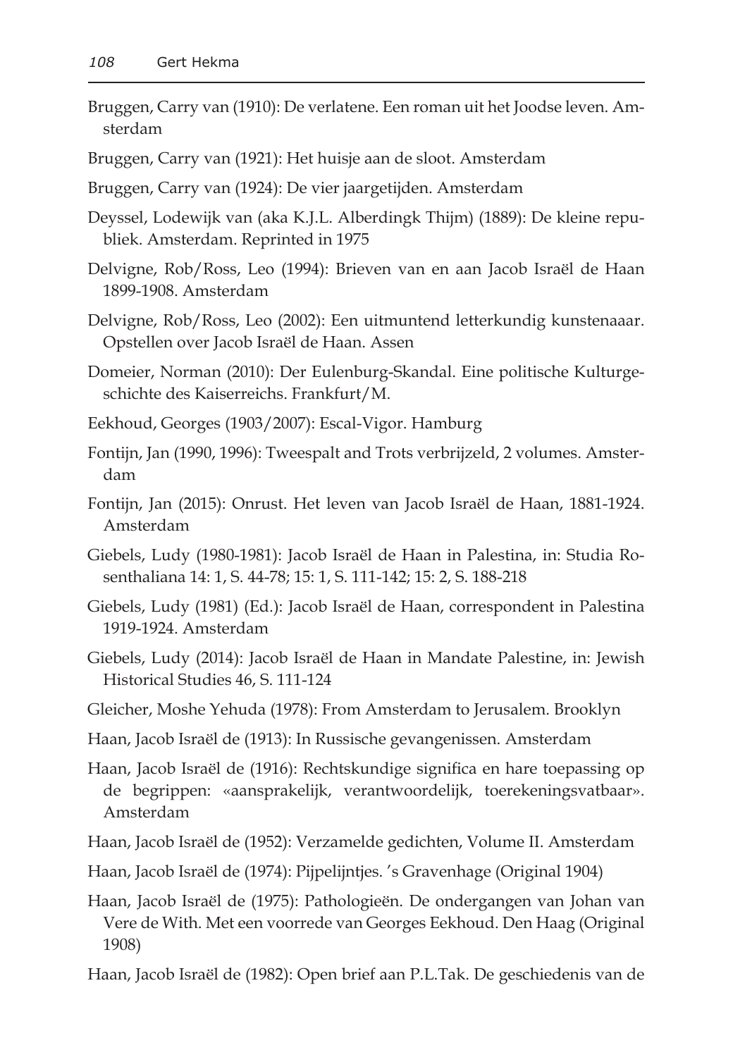Bruggen, Carry van (1910): De verlatene. Een roman uit het Joodse leven. Amsterdam

Bruggen, Carry van (1921): Het huisje aan de sloot. Amsterdam

Bruggen, Carry van (1924): De vier jaargetijden. Amsterdam

Deyssel, Lodewijk van (aka K.J.L. Alberdingk Thijm) (1889): De kleine republiek. Amsterdam. Reprinted in 1975

Delvigne, Rob/Ross, Leo (1994): Brieven van en aan Jacob Israël de Haan 1899-1908. Amsterdam

Delvigne, Rob/Ross, Leo (2002): Een uitmuntend letterkundig kunstenaaar. Opstellen over Jacob Israël de Haan. Assen

Domeier, Norman (2010): Der Eulenburg-Skandal. Eine politische Kulturgeschichte des Kaiserreichs. Frankfurt/M.

Eekhoud, Georges (1903/2007): Escal-Vigor. Hamburg

Fontijn, Jan (1990, 1996): Tweespalt and Trots verbrijzeld, 2 volumes. Amsterdam

Fontijn, Jan (2015): Onrust. Het leven van Jacob Israël de Haan, 1881-1924. Amsterdam

Giebels, Ludy (1980-1981): Jacob Israël de Haan in Palestina, in: Studia Rosenthaliana 14: 1, S. 44-78; 15: 1, S. 111-142; 15: 2, S. 188-218

Giebels, Ludy (1981) (Ed.): Jacob Israël de Haan, correspondent in Palestina 1919-1924. Amsterdam

Giebels, Ludy (2014): Jacob Israël de Haan in Mandate Palestine, in: Jewish Historical Studies 46, S. 111-124

Gleicher, Moshe Yehuda (1978): From Amsterdam to Jerusalem. Brooklyn

Haan, Jacob Israël de (1913): In Russische gevangenissen. Amsterdam

Haan, Jacob Israël de (1916): Rechtskundige significa en hare toepassing op de begrippen: «aansprakelijk, verantwoordelijk, toerekeningsvatbaar». Amsterdam

Haan, Jacob Israël de (1952): Verzamelde gedichten, Volume II. Amsterdam

Haan, Jacob Israël de (1974): Pijpelijntjes. 's Gravenhage (Original 1904)

Haan, Jacob Israël de (1975): Pathologieën. De ondergangen van Johan van Vere de With. Met een voorrede van Georges Eekhoud. Den Haag (Original 1908)

Haan, Jacob Israël de (1982): Open brief aan P.L.Tak. De geschiedenis van de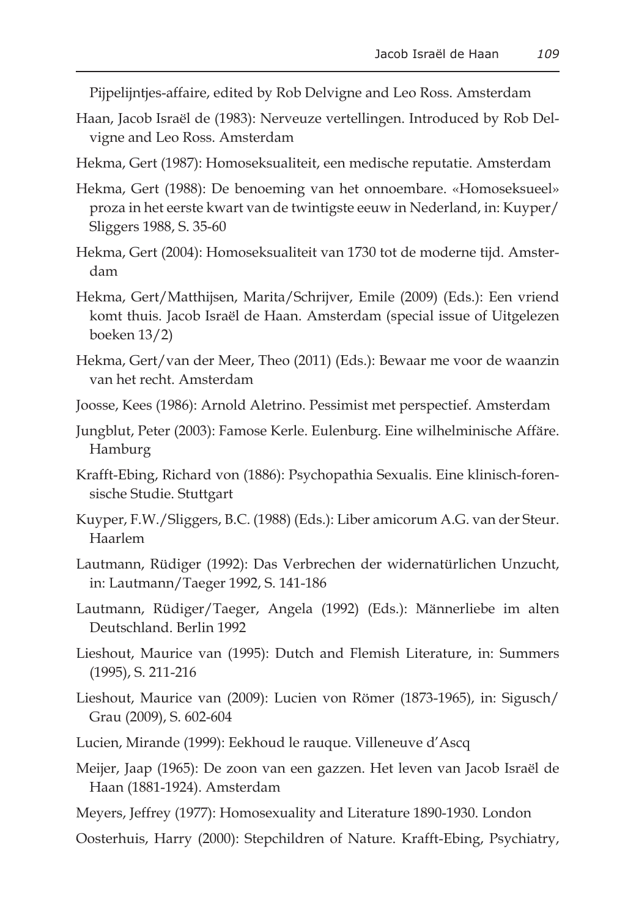Pijpelijntjes-affaire, edited by Rob Delvigne and Leo Ross. Amsterdam

Haan, Jacob Israël de (1983): Nerveuze vertellingen. Introduced by Rob Delvigne and Leo Ross. Amsterdam

Hekma, Gert (1987): Homoseksualiteit, een medische reputatie. Amsterdam

Hekma, Gert (1988): De benoeming van het onnoembare. «Homoseksueel» proza in het eerste kwart van de twintigste eeuw in Nederland, in: Kuyper/Sliggers 1988, S. 35-60

Hekma, Gert (2004): Homoseksualiteit van 1730 tot de moderne tijd. Amsterdam

Hekma, Gert/Matthijsen, Marita/Schrijver, Emile (2009) (Eds.): Een vriend komt thuis. Jacob Israël de Haan. Amsterdam (special issue of Uitgelezen boeken 13/2)

Hekma, Gert/van der Meer, Theo (2011) (Eds.): Bewaar me voor de waanzin van het recht. Amsterdam

Joosse, Kees (1986): Arnold Aletrino. Pessimist met perspectief. Amsterdam

Jungblut, Peter (2003): Famose Kerle. Eulenburg. Eine wilhelminische Affäre. Hamburg

Krafft-Ebing, Richard von (1886): Psychopathia Sexualis. Eine klinisch-forensische Studie. Stuttgart

Kuyper, F.W./Sliggers, B.C. (1988) (Eds.): Liber amicorum A.G. van der Steur. Haarlem

Lautmann, Rüdiger (1992): Das Verbrechen der widernatürlichen Unzucht, in: Lautmann/Taeger 1992, S. 141-186

Lautmann, Rüdiger/Taeger, Angela (1992) (Eds.): Männerliebe im alten Deutschland. Berlin 1992

Lieshout, Maurice van (1995): Dutch and Flemish Literature, in: Summers (1995), S. 211-216

Lieshout, Maurice van (2009): Lucien von Römer (1873-1965), in: Sigusch/Grau (2009), S. 602-604

Lucien, Mirande (1999): Eekhoud le rauque. Villeneuve d'Ascq

Meijer, Jaap (1965): De zoon van een gazzen. Het leven van Jacob Israël de Haan (1881-1924). Amsterdam

Meyers, Jeffrey (1977): Homosexuality and Literature 1890-1930. London

Oosterhuis, Harry (2000): Stepchildren of Nature. Krafft-Ebing, Psychiatry,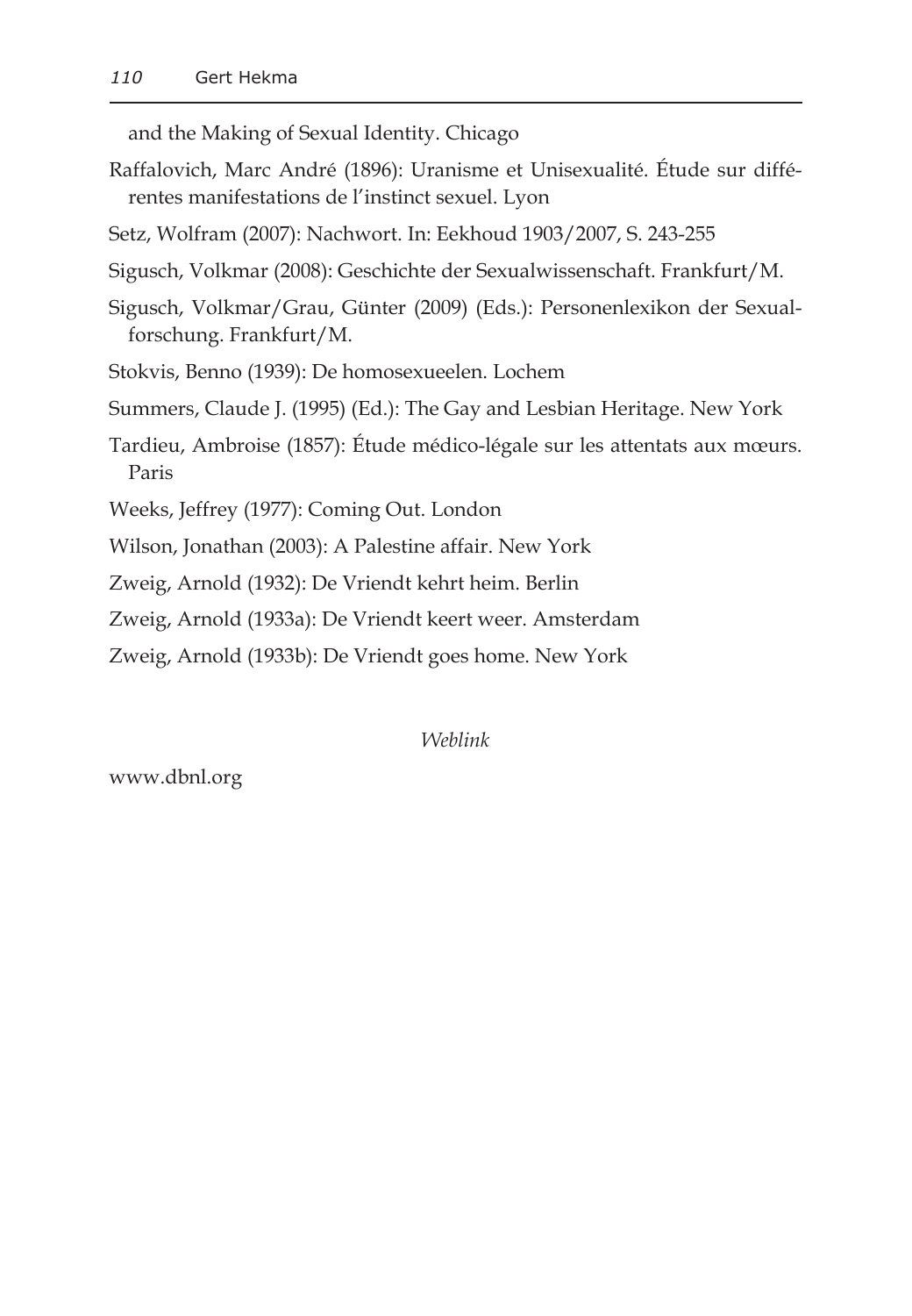and the Making of Sexual Identity. Chicago

Raffalovich, Marc André (1896): Uranisme et Unisexualité. Étude sur différentes manifestations de l'instinct sexuel. Lyon

Setz, Wolfram (2007): Nachwort. In: Eekhoud 1903/2007, S. 243-255

Sigusch, Volkmar (2008): Geschichte der Sexualwissenschaft. Frankfurt/M.

Sigusch, Volkmar/Grau, Günter (2009) (Eds.): Personenlexikon der Sexualforschung. Frankfurt/M.

Stokvis, Benno (1939): De homosexueelen. Lochem

Summers, Claude J. (1995) (Ed.): The Gay and Lesbian Heritage. New York

Tardieu, Ambroise (1857): Étude médico-légale sur les attentats aux mœurs. Paris

Weeks, Jeffrey (1977): Coming Out. London

Wilson, Jonathan (2003): A Palestine affair. New York

Zweig, Arnold (1932): De Vriendt kehrt heim. Berlin

Zweig, Arnold (1933a): De Vriendt keert weer. Amsterdam

Zweig, Arnold (1933b): De Vriendt goes home. New York

*Weblink*

www.dbnl.org